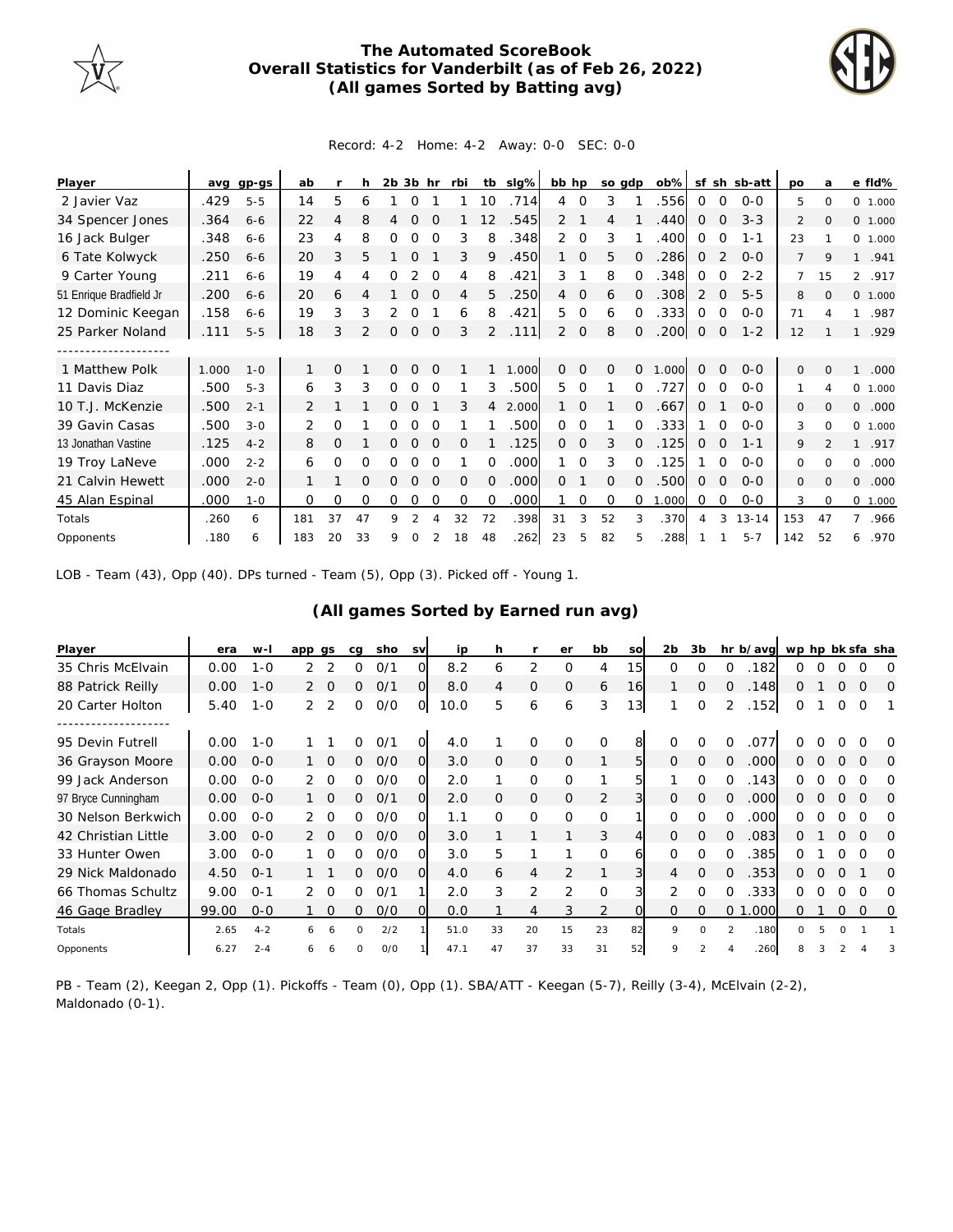# The Automated ScoreBook
## Overall Statistics for Vanderbilt (as of Feb 26, 2022)
### (All games Sorted by Batting avg)

Record: 4-2 Home: 4-2 Away: 0-0 SEC: 0-0

| Player | avg | gp-gs | ab | r | h | 2b | 3b | hr | rbi | tb | slg% | bb | hp | so | gdp | ob% | sf | sh | sb-att | po | a | e | fld% |
|---|---|---|---|---|---|---|---|---|---|---|---|---|---|---|---|---|---|---|---|---|---|---|---|
| 2 Javier Vaz | .429 | 5-5 | 14 | 5 | 6 | 1 | 0 | 1 | 1 | 10 | .714 | 4 | 0 | 3 | 1 | .556 | 0 | 0 | 0-0 | 5 | 0 | 0 | 1.000 |
| 34 Spencer Jones | .364 | 6-6 | 22 | 4 | 8 | 4 | 0 | 0 | 1 | 12 | .545 | 2 | 1 | 4 | 1 | .440 | 0 | 0 | 3-3 | 2 | 0 | 0 | 1.000 |
| 16 Jack Bulger | .348 | 6-6 | 23 | 4 | 8 | 0 | 0 | 0 | 3 | 8 | .348 | 2 | 0 | 3 | 1 | .400 | 0 | 0 | 1-1 | 23 | 1 | 0 | 1.000 |
| 6 Tate Kolwyck | .250 | 6-6 | 20 | 3 | 5 | 1 | 0 | 1 | 3 | 9 | .450 | 1 | 0 | 5 | 0 | .286 | 0 | 2 | 0-0 | 7 | 9 | 1 | .941 |
| 9 Carter Young | .211 | 6-6 | 19 | 4 | 4 | 0 | 2 | 0 | 4 | 8 | .421 | 3 | 1 | 8 | 0 | .348 | 0 | 0 | 2-2 | 7 | 15 | 2 | .917 |
| 51 Enrique Bradfield Jr | .200 | 6-6 | 20 | 6 | 4 | 1 | 0 | 0 | 4 | 5 | .250 | 4 | 0 | 6 | 0 | .308 | 2 | 0 | 5-5 | 8 | 0 | 0 | 1.000 |
| 12 Dominic Keegan | .158 | 6-6 | 19 | 3 | 3 | 2 | 0 | 1 | 6 | 8 | .421 | 5 | 0 | 6 | 0 | .333 | 0 | 0 | 0-0 | 71 | 4 | 1 | .987 |
| 25 Parker Noland | .111 | 5-5 | 18 | 3 | 2 | 0 | 0 | 0 | 3 | 2 | .111 | 2 | 0 | 8 | 0 | .200 | 0 | 0 | 1-2 | 12 | 1 | 1 | .929 |
| -------------------- | | | | | | | | | | | | | | | | | | | | | | | |
| 1 Matthew Polk | 1.000 | 1-0 | 1 | 0 | 1 | 0 | 0 | 0 | 1 | 1 | 1.000 | 0 | 0 | 0 | 0 | 1.000 | 0 | 0 | 0-0 | 0 | 0 | 1 | .000 |
| 11 Davis Diaz | .500 | 5-3 | 6 | 3 | 3 | 0 | 0 | 0 | 1 | 3 | .500 | 5 | 0 | 1 | 0 | .727 | 0 | 0 | 0-0 | 1 | 4 | 0 | 1.000 |
| 10 T.J. McKenzie | .500 | 2-1 | 2 | 1 | 1 | 0 | 0 | 1 | 3 | 4 | 2.000 | 1 | 0 | 1 | 0 | .667 | 0 | 1 | 0-0 | 0 | 0 | 0 | .000 |
| 39 Gavin Casas | .500 | 3-0 | 2 | 0 | 1 | 0 | 0 | 0 | 1 | 1 | .500 | 0 | 0 | 1 | 0 | .333 | 1 | 0 | 0-0 | 3 | 0 | 0 | 1.000 |
| 13 Jonathan Vastine | .125 | 4-2 | 8 | 0 | 1 | 0 | 0 | 0 | 0 | 1 | .125 | 0 | 0 | 3 | 0 | .125 | 0 | 0 | 1-1 | 9 | 2 | 1 | .917 |
| 19 Troy LaNeve | .000 | 2-2 | 6 | 0 | 0 | 0 | 0 | 0 | 1 | 0 | .000 | 1 | 0 | 3 | 0 | .125 | 1 | 0 | 0-0 | 0 | 0 | 0 | .000 |
| 21 Calvin Hewett | .000 | 2-0 | 1 | 1 | 0 | 0 | 0 | 0 | 0 | 0 | .000 | 0 | 1 | 0 | 0 | .500 | 0 | 0 | 0-0 | 0 | 0 | 0 | .000 |
| 45 Alan Espinal | .000 | 1-0 | 0 | 0 | 0 | 0 | 0 | 0 | 0 | 0 | .000 | 1 | 0 | 0 | 0 | 1.000 | 0 | 0 | 0-0 | 3 | 0 | 0 | 1.000 |
| Totals | .260 | 6 | 181 | 37 | 47 | 9 | 2 | 4 | 32 | 72 | .398 | 31 | 3 | 52 | 3 | .370 | 4 | 3 | 13-14 | 153 | 47 | 7 | .966 |
| Opponents | .180 | 6 | 183 | 20 | 33 | 9 | 0 | 2 | 18 | 48 | .262 | 23 | 5 | 82 | 5 | .288 | 1 | 1 | 5-7 | 142 | 52 | 6 | .970 |

LOB - Team (43), Opp (40). DPs turned - Team (5), Opp (3). Picked off - Young 1.

### (All games Sorted by Earned run avg)

| Player | era | w-l | app | gs | cg | sho | sv | ip | h | r | er | bb | so | 2b | 3b | hr | b/avg | wp | hp | bk | sfa | sha |
|---|---|---|---|---|---|---|---|---|---|---|---|---|---|---|---|---|---|---|---|---|---|---|
| 35 Chris McElvain | 0.00 | 1-0 | 2 | 2 | 0 | 0/1 | 0 | 8.2 | 6 | 2 | 0 | 4 | 15 | 0 | 0 | 0 | .182 | 0 | 0 | 0 | 0 | 0 |
| 88 Patrick Reilly | 0.00 | 1-0 | 2 | 0 | 0 | 0/1 | 0 | 8.0 | 4 | 0 | 0 | 6 | 16 | 1 | 0 | 0 | .148 | 0 | 1 | 0 | 0 | 0 |
| 20 Carter Holton | 5.40 | 1-0 | 2 | 2 | 0 | 0/0 | 0 | 10.0 | 5 | 6 | 6 | 3 | 13 | 1 | 0 | 2 | .152 | 0 | 1 | 0 | 0 | 1 |
| -------------------- | | | | | | | | | | | | | | | | | | | | | | |
| 95 Devin Futrell | 0.00 | 1-0 | 1 | 1 | 0 | 0/1 | 0 | 4.0 | 1 | 0 | 0 | 0 | 8 | 0 | 0 | 0 | .077 | 0 | 0 | 0 | 0 | 0 |
| 36 Grayson Moore | 0.00 | 0-0 | 1 | 0 | 0 | 0/0 | 0 | 3.0 | 0 | 0 | 0 | 1 | 5 | 0 | 0 | 0 | .000 | 0 | 0 | 0 | 0 | 0 |
| 99 Jack Anderson | 0.00 | 0-0 | 2 | 0 | 0 | 0/0 | 0 | 2.0 | 1 | 0 | 0 | 1 | 5 | 1 | 0 | 0 | .143 | 0 | 0 | 0 | 0 | 0 |
| 97 Bryce Cunningham | 0.00 | 0-0 | 1 | 0 | 0 | 0/1 | 0 | 2.0 | 0 | 0 | 0 | 2 | 3 | 0 | 0 | 0 | .000 | 0 | 0 | 0 | 0 | 0 |
| 30 Nelson Berkwich | 0.00 | 0-0 | 2 | 0 | 0 | 0/0 | 0 | 1.1 | 0 | 0 | 0 | 0 | 1 | 0 | 0 | 0 | .000 | 0 | 0 | 0 | 0 | 0 |
| 42 Christian Little | 3.00 | 0-0 | 2 | 0 | 0 | 0/0 | 0 | 3.0 | 1 | 1 | 1 | 3 | 4 | 0 | 0 | 0 | .083 | 0 | 1 | 0 | 0 | 0 |
| 33 Hunter Owen | 3.00 | 0-0 | 1 | 0 | 0 | 0/0 | 0 | 3.0 | 5 | 1 | 1 | 0 | 6 | 0 | 0 | 0 | .385 | 0 | 1 | 0 | 0 | 0 |
| 29 Nick Maldonado | 4.50 | 0-1 | 1 | 1 | 0 | 0/0 | 0 | 4.0 | 6 | 4 | 2 | 1 | 3 | 4 | 0 | 0 | .353 | 0 | 0 | 0 | 1 | 0 |
| 66 Thomas Schultz | 9.00 | 0-1 | 2 | 0 | 0 | 0/1 | 1 | 2.0 | 3 | 2 | 2 | 0 | 3 | 2 | 0 | 0 | .333 | 0 | 0 | 0 | 0 | 0 |
| 46 Gage Bradley | 99.00 | 0-0 | 1 | 0 | 0 | 0/0 | 0 | 0.0 | 1 | 4 | 3 | 2 | 0 | 0 | 0 | 0 | 1.000 | 0 | 1 | 0 | 0 | 0 |
| Totals | 2.65 | 4-2 | 6 | 6 | 0 | 2/2 | 1 | 51.0 | 33 | 20 | 15 | 23 | 82 | 9 | 0 | 2 | .180 | 0 | 5 | 0 | 1 | 1 |
| Opponents | 6.27 | 2-4 | 6 | 6 | 0 | 0/0 | 1 | 47.1 | 47 | 37 | 33 | 31 | 52 | 9 | 2 | 4 | .260 | 8 | 3 | 2 | 4 | 3 |

PB - Team (2), Keegan 2, Opp (1). Pickoffs - Team (0), Opp (1). SBA/ATT - Keegan (5-7), Reilly (3-4), McElvain (2-2), Maldonado (0-1).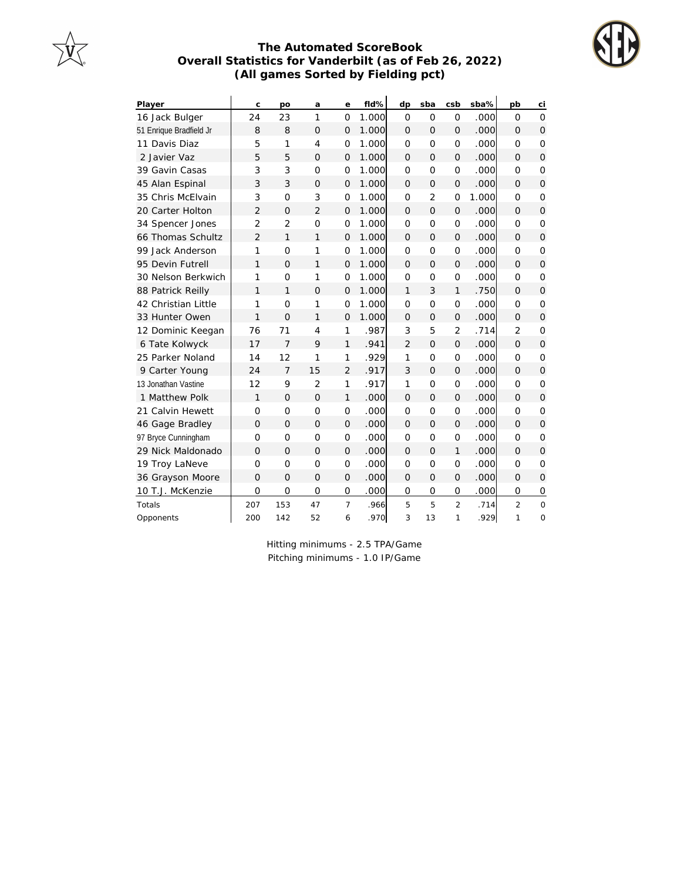# The Automated ScoreBook
## Overall Statistics for Vanderbilt (as of Feb 26, 2022)
### (All games Sorted by Fielding pct)

| Player | c | po | a | e | fld% | dp | sba | csb | sba% | pb | ci |
|---|---|---|---|---|---|---|---|---|---|---|---|
| 16 Jack Bulger | 24 | 23 | 1 | 0 | 1.000 | 0 | 0 | 0 | .000 | 0 | 0 |
| 51 Enrique Bradfield Jr | 8 | 8 | 0 | 0 | 1.000 | 0 | 0 | 0 | .000 | 0 | 0 |
| 11 Davis Diaz | 5 | 1 | 4 | 0 | 1.000 | 0 | 0 | 0 | .000 | 0 | 0 |
| 2 Javier Vaz | 5 | 5 | 0 | 0 | 1.000 | 0 | 0 | 0 | .000 | 0 | 0 |
| 39 Gavin Casas | 3 | 3 | 0 | 0 | 1.000 | 0 | 0 | 0 | .000 | 0 | 0 |
| 45 Alan Espinal | 3 | 3 | 0 | 0 | 1.000 | 0 | 0 | 0 | .000 | 0 | 0 |
| 35 Chris McElvain | 3 | 0 | 3 | 0 | 1.000 | 0 | 2 | 0 | 1.000 | 0 | 0 |
| 20 Carter Holton | 2 | 0 | 2 | 0 | 1.000 | 0 | 0 | 0 | .000 | 0 | 0 |
| 34 Spencer Jones | 2 | 2 | 0 | 0 | 1.000 | 0 | 0 | 0 | .000 | 0 | 0 |
| 66 Thomas Schultz | 2 | 1 | 1 | 0 | 1.000 | 0 | 0 | 0 | .000 | 0 | 0 |
| 99 Jack Anderson | 1 | 0 | 1 | 0 | 1.000 | 0 | 0 | 0 | .000 | 0 | 0 |
| 95 Devin Futrell | 1 | 0 | 1 | 0 | 1.000 | 0 | 0 | 0 | .000 | 0 | 0 |
| 30 Nelson Berkwich | 1 | 0 | 1 | 0 | 1.000 | 0 | 0 | 0 | .000 | 0 | 0 |
| 88 Patrick Reilly | 1 | 1 | 0 | 0 | 1.000 | 1 | 3 | 1 | .750 | 0 | 0 |
| 42 Christian Little | 1 | 0 | 1 | 0 | 1.000 | 0 | 0 | 0 | .000 | 0 | 0 |
| 33 Hunter Owen | 1 | 0 | 1 | 0 | 1.000 | 0 | 0 | 0 | .000 | 0 | 0 |
| 12 Dominic Keegan | 76 | 71 | 4 | 1 | .987 | 3 | 5 | 2 | .714 | 2 | 0 |
| 6 Tate Kolwyck | 17 | 7 | 9 | 1 | .941 | 2 | 0 | 0 | .000 | 0 | 0 |
| 25 Parker Noland | 14 | 12 | 1 | 1 | .929 | 1 | 0 | 0 | .000 | 0 | 0 |
| 9 Carter Young | 24 | 7 | 15 | 2 | .917 | 3 | 0 | 0 | .000 | 0 | 0 |
| 13 Jonathan Vastine | 12 | 9 | 2 | 1 | .917 | 1 | 0 | 0 | .000 | 0 | 0 |
| 1 Matthew Polk | 1 | 0 | 0 | 1 | .000 | 0 | 0 | 0 | .000 | 0 | 0 |
| 21 Calvin Hewett | 0 | 0 | 0 | 0 | .000 | 0 | 0 | 0 | .000 | 0 | 0 |
| 46 Gage Bradley | 0 | 0 | 0 | 0 | .000 | 0 | 0 | 0 | .000 | 0 | 0 |
| 97 Bryce Cunningham | 0 | 0 | 0 | 0 | .000 | 0 | 0 | 0 | .000 | 0 | 0 |
| 29 Nick Maldonado | 0 | 0 | 0 | 0 | .000 | 0 | 0 | 1 | .000 | 0 | 0 |
| 19 Troy LaNeve | 0 | 0 | 0 | 0 | .000 | 0 | 0 | 0 | .000 | 0 | 0 |
| 36 Grayson Moore | 0 | 0 | 0 | 0 | .000 | 0 | 0 | 0 | .000 | 0 | 0 |
| 10 T.J. McKenzie | 0 | 0 | 0 | 0 | .000 | 0 | 0 | 0 | .000 | 0 | 0 |
| Totals | 207 | 153 | 47 | 7 | .966 | 5 | 5 | 2 | .714 | 2 | 0 |
| Opponents | 200 | 142 | 52 | 6 | .970 | 3 | 13 | 1 | .929 | 1 | 0 |

Hitting minimums - 2.5 TPA/Game
Pitching minimums - 1.0 IP/Game